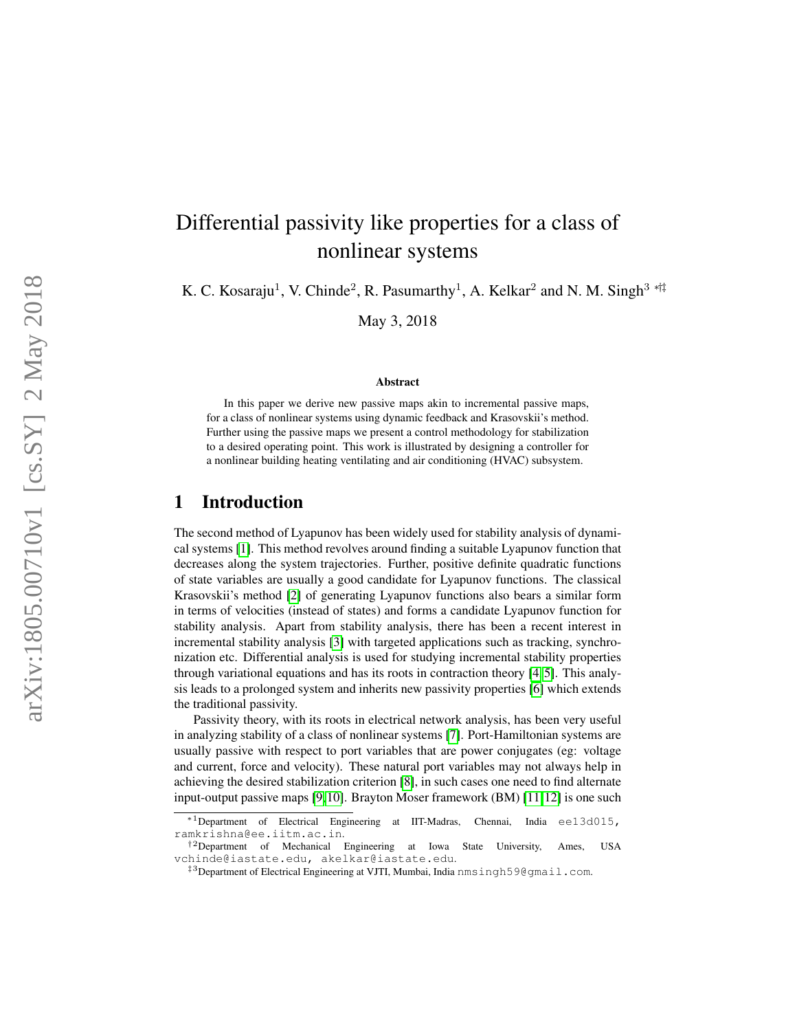# Differential passivity like properties for a class of nonlinear systems

K. C. Kosaraju[1], V. Chinde[2], R. Pasumarthy[1], A. Kelkar[2] and N. M. Singh[3] *†‡

May 3, 2018

### Abstract

In this paper we derive new passive maps akin to incremental passive maps, for a class of nonlinear systems using dynamic feedback and Krasovskii's method. Further using the passive maps we present a control methodology for stabilization to a desired operating point. This work is illustrated by designing a controller for a nonlinear building heating ventilating and air conditioning (HVAC) subsystem.

## 1 Introduction

The second method of Lyapunov has been widely used for stability analysis of dynamical systems [1]. This method revolves around finding a suitable Lyapunov function that decreases along the system trajectories. Further, positive definite quadratic functions of state variables are usually a good candidate for Lyapunov functions. The classical Krasovskii's method [2] of generating Lyapunov functions also bears a similar form in terms of velocities (instead of states) and forms a candidate Lyapunov function for stability analysis. Apart from stability analysis, there has been a recent interest in incremental stability analysis [3] with targeted applications such as tracking, synchronization etc. Differential analysis is used for studying incremental stability properties through variational equations and has its roots in contraction theory [4,5]. This analysis leads to a prolonged system and inherits new passivity properties [6] which extends the traditional passivity.

Passivity theory, with its roots in electrical network analysis, has been very useful in analyzing stability of a class of nonlinear systems [7]. Port-Hamiltonian systems are usually passive with respect to port variables that are power conjugates (eg: voltage and current, force and velocity). These natural port variables may not always help in achieving the desired stabilization criterion [8], in such cases one need to find alternate input-output passive maps [9,10]. Brayton Moser framework (BM) [11,12] is one such

---

*[1]Department of Electrical Engineering at IIT-Madras, Chennai, India ee13d015, ramkrishna@ee.iitm.ac.in.

†[2]Department of Mechanical Engineering at Iowa State University, Ames, USA vchinde@iastate.edu, akelkar@iastate.edu.

‡[3]Department of Electrical Engineering at VJTI, Mumbai, India nmsingh59@gmail.com.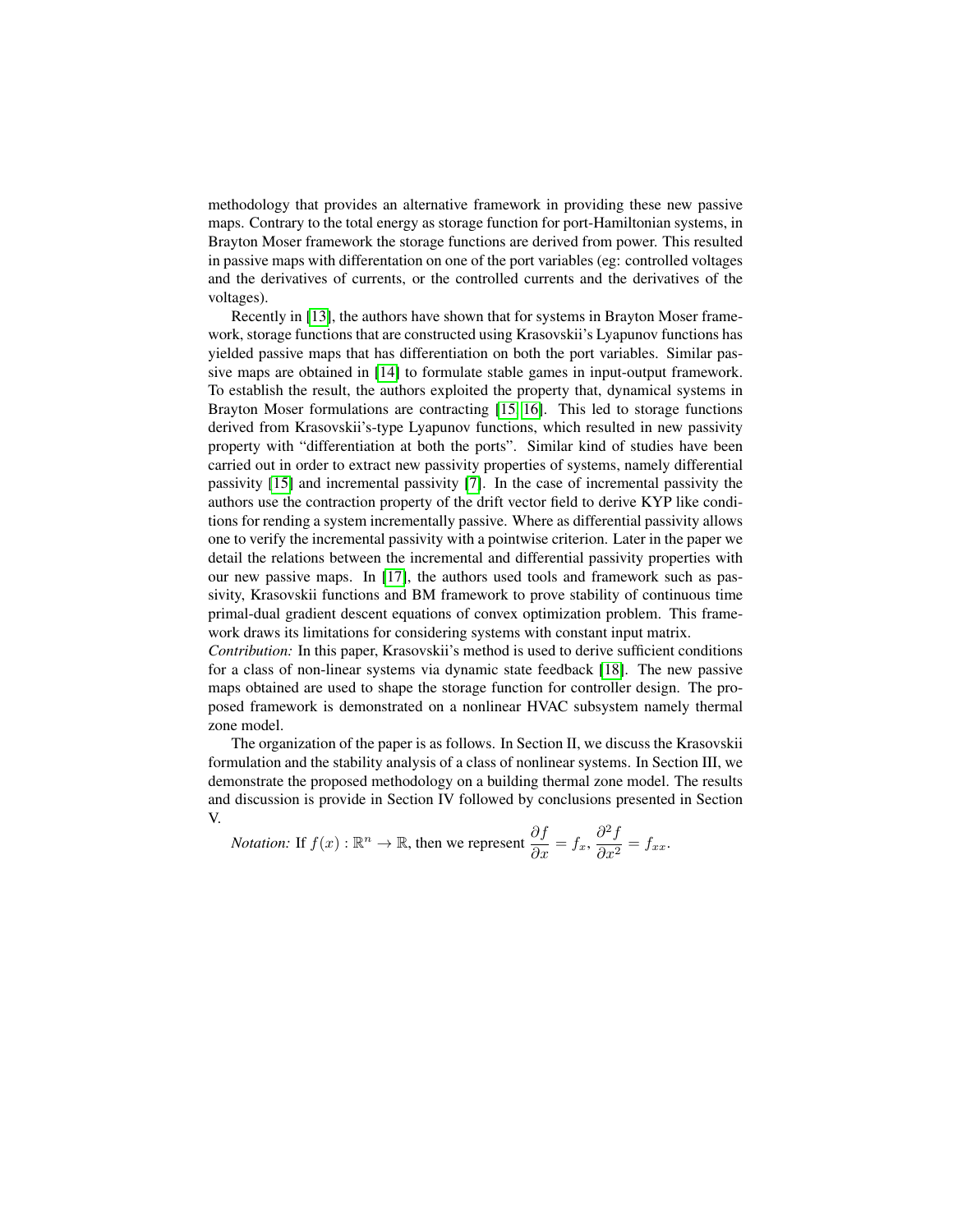methodology that provides an alternative framework in providing these new passive maps. Contrary to the total energy as storage function for port-Hamiltonian systems, in Brayton Moser framework the storage functions are derived from power. This resulted in passive maps with differentation on one of the port variables (eg: controlled voltages and the derivatives of currents, or the controlled currents and the derivatives of the voltages).

Recently in [13], the authors have shown that for systems in Brayton Moser framework, storage functions that are constructed using Krasovskii's Lyapunov functions has yielded passive maps that has differentiation on both the port variables. Similar passive maps are obtained in [14] to formulate stable games in input-output framework. To establish the result, the authors exploited the property that, dynamical systems in Brayton Moser formulations are contracting [15, 16]. This led to storage functions derived from Krasovskii's-type Lyapunov functions, which resulted in new passivity property with "differentiation at both the ports". Similar kind of studies have been carried out in order to extract new passivity properties of systems, namely differential passivity [15] and incremental passivity [7]. In the case of incremental passivity the authors use the contraction property of the drift vector field to derive KYP like conditions for rending a system incrementally passive. Where as differential passivity allows one to verify the incremental passivity with a pointwise criterion. Later in the paper we detail the relations between the incremental and differential passivity properties with our new passive maps. In [17], the authors used tools and framework such as passivity, Krasovskii functions and BM framework to prove stability of continuous time primal-dual gradient descent equations of convex optimization problem. This framework draws its limitations for considering systems with constant input matrix.

*Contribution:* In this paper, Krasovskii's method is used to derive sufficient conditions for a class of non-linear systems via dynamic state feedback [18]. The new passive maps obtained are used to shape the storage function for controller design. The proposed framework is demonstrated on a nonlinear HVAC subsystem namely thermal zone model.

The organization of the paper is as follows. In Section II, we discuss the Krasovskii formulation and the stability analysis of a class of nonlinear systems. In Section III, we demonstrate the proposed methodology on a building thermal zone model. The results and discussion is provide in Section IV followed by conclusions presented in Section V.

*Notation:* If $f(x) : \mathbb{R}^n \to \mathbb{R}$, then we represent $\dfrac{\partial f}{\partial x} = f_x$, $\dfrac{\partial^2 f}{\partial x^2} = f_{xx}$.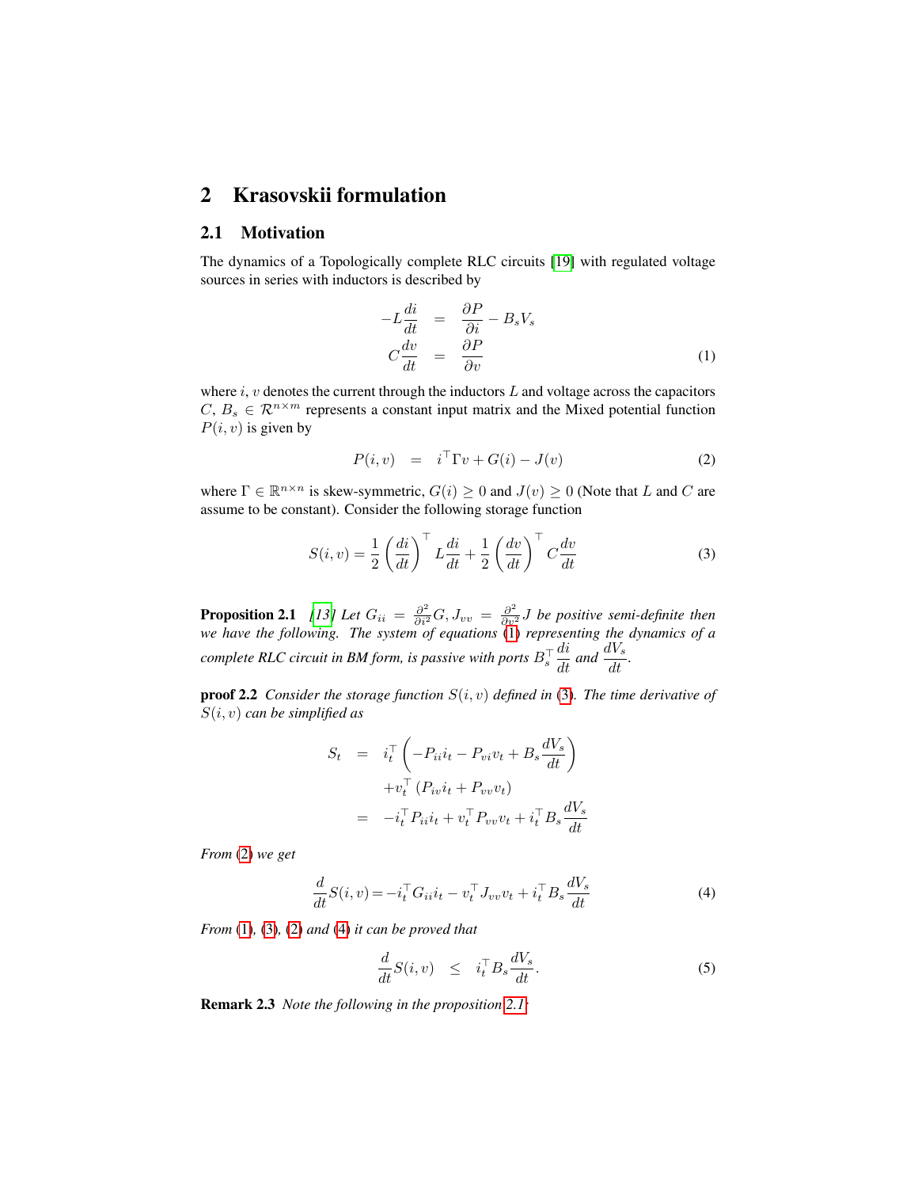## 2 Krasovskii formulation

### 2.1 Motivation

The dynamics of a Topologically complete RLC circuits [19] with regulated voltage sources in series with inductors is described by

$$
\begin{aligned}
-L\frac{di}{dt} &= \frac{\partial P}{\partial i} - B_s V_s \\
C\frac{dv}{dt} &= \frac{\partial P}{\partial v}
\end{aligned}
\tag{1}
$$

where $i$, $v$ denotes the current through the inductors $L$ and voltage across the capacitors $C$, $B_s \in \mathcal{R}^{n\times m}$ represents a constant input matrix and the Mixed potential function $P(i, v)$ is given by

$$
P(i,v) \;=\; i^\top \Gamma v + G(i) - J(v) \tag{2}
$$

where $\Gamma \in \mathbb{R}^{n\times n}$ is skew-symmetric, $G(i) \geq 0$ and $J(v) \geq 0$ (Note that $L$ and $C$ are assume to be constant). Consider the following storage function

$$
S(i,v) = \frac{1}{2}\left(\frac{di}{dt}\right)^\top L\frac{di}{dt} + \frac{1}{2}\left(\frac{dv}{dt}\right)^\top C\frac{dv}{dt} \tag{3}
$$

**Proposition 2.1** *[13] Let $G_{ii} = \frac{\partial^2}{\partial i^2}G$, $J_{vv} = \frac{\partial^2}{\partial v^2}J$ be positive semi-definite then we have the following. The system of equations (1) representing the dynamics of a complete RLC circuit in BM form, is passive with ports $B_s^\top \frac{di}{dt}$ and $\frac{dV_s}{dt}$.*

**proof 2.2** *Consider the storage function $S(i, v)$ defined in (3). The time derivative of $S(i, v)$ can be simplified as*

$$
\begin{aligned}
S_t &= i_t^\top\left(-P_{ii}i_t - P_{vi}v_t + B_s\frac{dV_s}{dt}\right) \\
&\quad + v_t^\top\left(P_{iv}i_t + P_{vv}v_t\right) \\
&= -i_t^\top P_{ii}i_t + v_t^\top P_{vv}v_t + i_t^\top B_s\frac{dV_s}{dt}
\end{aligned}
$$

*From (2) we get*

$$
\frac{d}{dt}S(i,v) = -i_t^\top G_{ii}i_t - v_t^\top J_{vv}v_t + i_t^\top B_s\frac{dV_s}{dt} \tag{4}
$$

*From (1), (3), (2) and (4) it can be proved that*

$$
\frac{d}{dt}S(i,v) \;\leq\; i_t^\top B_s\frac{dV_s}{dt}. \tag{5}
$$

**Remark 2.3** *Note the following in the proposition 2.1:*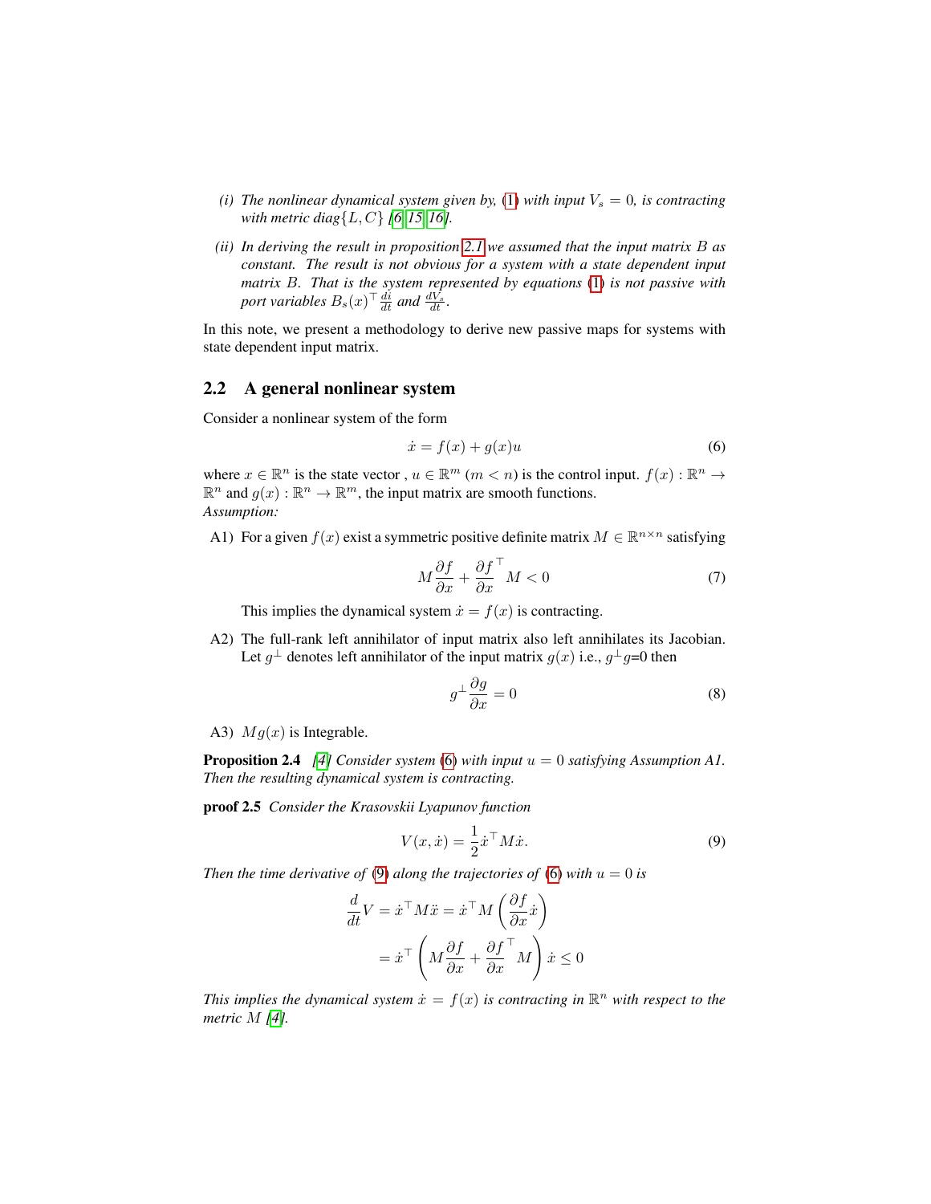*(i) The nonlinear dynamical system given by, (1) with input $V_s = 0$, is contracting with metric diag$\{L, C\}$ [6, 15, 16].*

*(ii) In deriving the result in proposition 2.1 we assumed that the input matrix $B$ as constant. The result is not obvious for a system with a state dependent input matrix $B$. That is the system represented by equations (1) is not passive with port variables $B_s(x)^\top \frac{di}{dt}$ and $\frac{dV_s}{dt}$.*

In this note, we present a methodology to derive new passive maps for systems with state dependent input matrix.

## 2.2 A general nonlinear system

Consider a nonlinear system of the form

$$\dot{x} = f(x) + g(x)u \tag{6}$$

where $x \in \mathbb{R}^n$ is the state vector , $u \in \mathbb{R}^m$ $(m < n)$ is the control input. $f(x) : \mathbb{R}^n \to \mathbb{R}^n$ and $g(x) : \mathbb{R}^n \to \mathbb{R}^m$, the input matrix are smooth functions.
*Assumption:*

A1) For a given $f(x)$ exist a symmetric positive definite matrix $M \in \mathbb{R}^{n \times n}$ satisfying

$$M \frac{\partial f}{\partial x} + \frac{\partial f}{\partial x}^\top M < 0 \tag{7}$$

This implies the dynamical system $\dot{x} = f(x)$ is contracting.

A2) The full-rank left annihilator of input matrix also left annihilates its Jacobian. Let $g^\perp$ denotes left annihilator of the input matrix $g(x)$ i.e., $g^\perp g$=0 then

$$g^\perp \frac{\partial g}{\partial x} = 0 \tag{8}$$

A3) $Mg(x)$ is Integrable.

**Proposition 2.4** *[4] Consider system (6) with input $u = 0$ satisfying Assumption A1. Then the resulting dynamical system is contracting.*

**proof 2.5** *Consider the Krasovskii Lyapunov function*

$$V(x, \dot{x}) = \frac{1}{2} \dot{x}^\top M \dot{x}. \tag{9}$$

*Then the time derivative of (9) along the trajectories of (6) with $u = 0$ is*

$$\begin{aligned}
\frac{d}{dt} V &= \dot{x}^\top M \ddot{x} = \dot{x}^\top M \left( \frac{\partial f}{\partial x} \dot{x} \right) \\
&= \dot{x}^\top \left( M \frac{\partial f}{\partial x} + \frac{\partial f}{\partial x}^\top M \right) \dot{x} \leq 0
\end{aligned}$$

*This implies the dynamical system $\dot{x} = f(x)$ is contracting in $\mathbb{R}^n$ with respect to the metric $M$ [4].*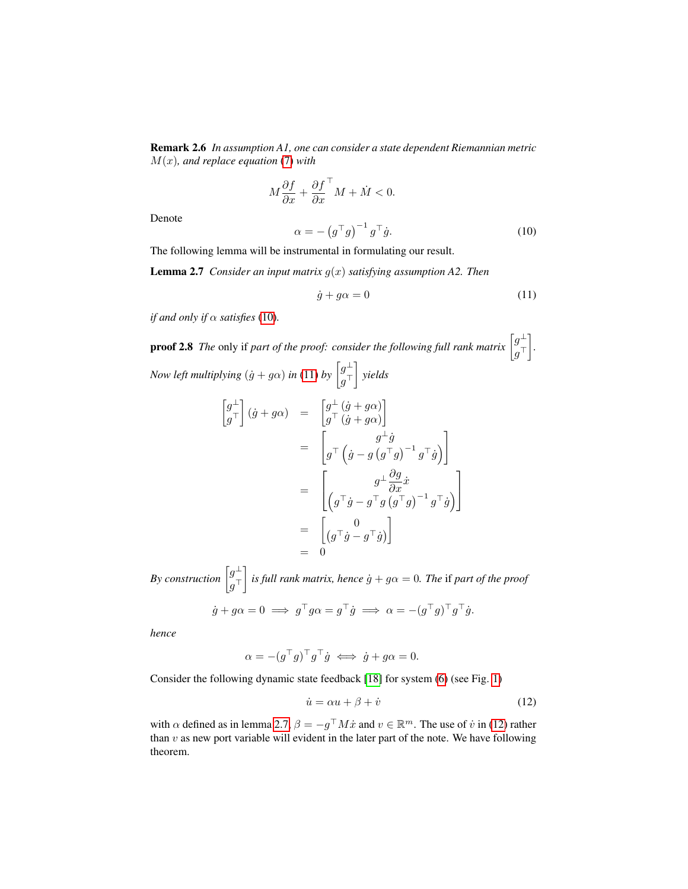**Remark 2.6** *In assumption A1, one can consider a state dependent Riemannian metric $M(x)$, and replace equation (7) with*

$$M\frac{\partial f}{\partial x} + \frac{\partial f}{\partial x}^{\top} M + \dot{M} < 0.$$

Denote

$$\alpha = -\left(g^{\top} g\right)^{-1} g^{\top} \dot{g}. \tag{10}$$

The following lemma will be instrumental in formulating our result.

**Lemma 2.7** *Consider an input matrix $g(x)$ satisfying assumption A2. Then*

$$\dot{g} + g\alpha = 0 \tag{11}$$

*if and only if $\alpha$ satisfies (10).*

**proof 2.8** *The* only if *part of the proof: consider the following full rank matrix $\begin{bmatrix} g^{\perp} \\ g^{\top} \end{bmatrix}$. Now left multiplying $(\dot{g} + g\alpha)$ in (11) by $\begin{bmatrix} g^{\perp} \\ g^{\top} \end{bmatrix}$ yields*

$$\begin{aligned}
\begin{bmatrix} g^{\perp} \\ g^{\top} \end{bmatrix} (\dot{g} + g\alpha) &= \begin{bmatrix} g^{\perp}(\dot{g} + g\alpha) \\ g^{\top}(\dot{g} + g\alpha) \end{bmatrix} \\
&= \begin{bmatrix} g^{\perp}\dot{g} \\ g^{\top}\left(\dot{g} - g\left(g^{\top}g\right)^{-1} g^{\top}\dot{g}\right) \end{bmatrix} \\
&= \begin{bmatrix} g^{\perp}\dfrac{\partial g}{\partial x}\dot{x} \\ \left(g^{\top}\dot{g} - g^{\top}g\left(g^{\top}g\right)^{-1} g^{\top}\dot{g}\right) \end{bmatrix} \\
&= \begin{bmatrix} 0 \\ \left(g^{\top}\dot{g} - g^{\top}\dot{g}\right) \end{bmatrix} \\
&= 0
\end{aligned}$$

*By construction $\begin{bmatrix} g^{\perp} \\ g^{\top} \end{bmatrix}$ is full rank matrix, hence $\dot{g} + g\alpha = 0$. The* if *part of the proof*

$$\dot{g} + g\alpha = 0 \implies g^{\top} g\alpha = g^{\top}\dot{g} \implies \alpha = -(g^{\top}g)^{\top} g^{\top}\dot{g}.$$

*hence*

$$\alpha = -(g^{\top}g)^{\top} g^{\top}\dot{g} \iff \dot{g} + g\alpha = 0.$$

Consider the following dynamic state feedback [18] for system (6) (see Fig. 1)

$$\dot{u} = \alpha u + \beta + \dot{v} \tag{12}$$

with $\alpha$ defined as in lemma 2.7, $\beta = -g^{\top} M\dot{x}$ and $v \in \mathbb{R}^m$. The use of $\dot{v}$ in (12) rather than $v$ as new port variable will evident in the later part of the note. We have following theorem.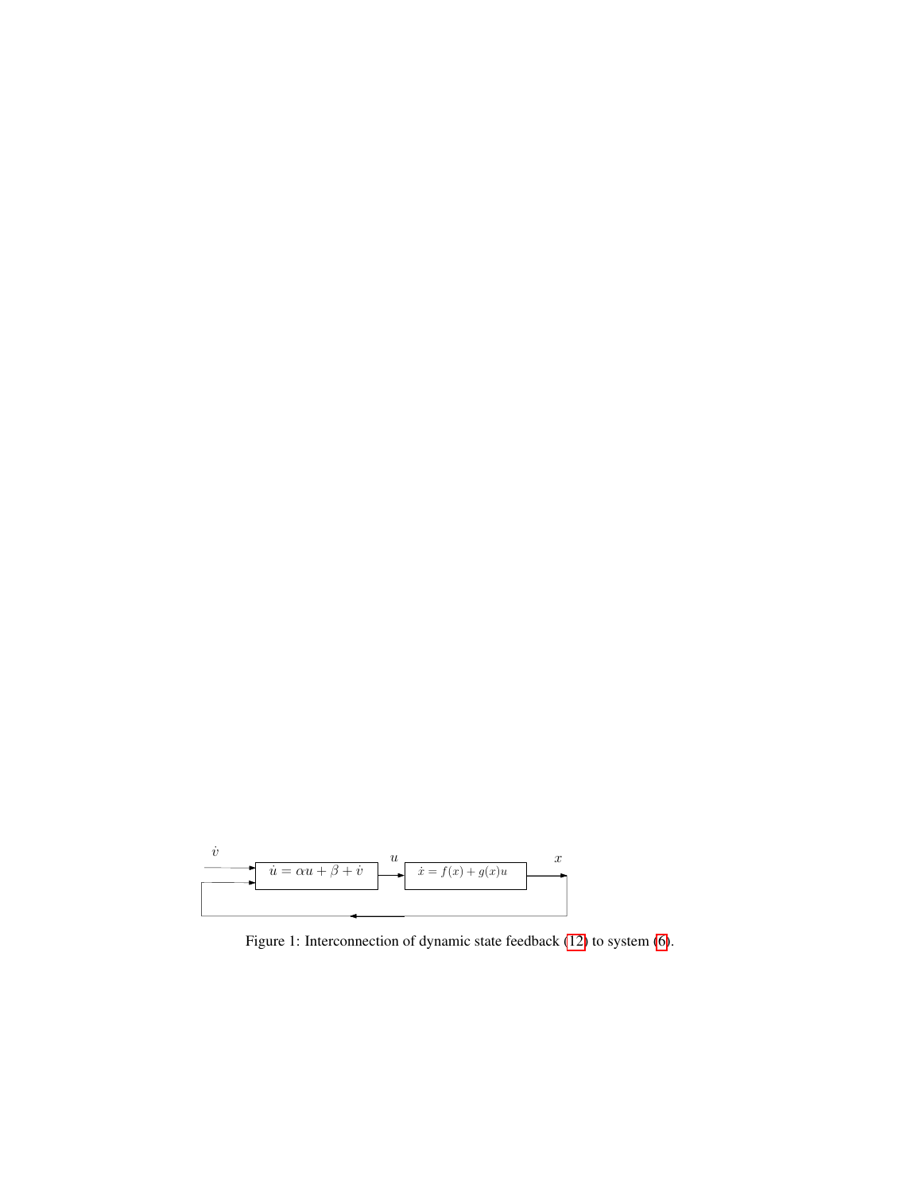Figure 1: Interconnection of dynamic state feedback (12) to system (6).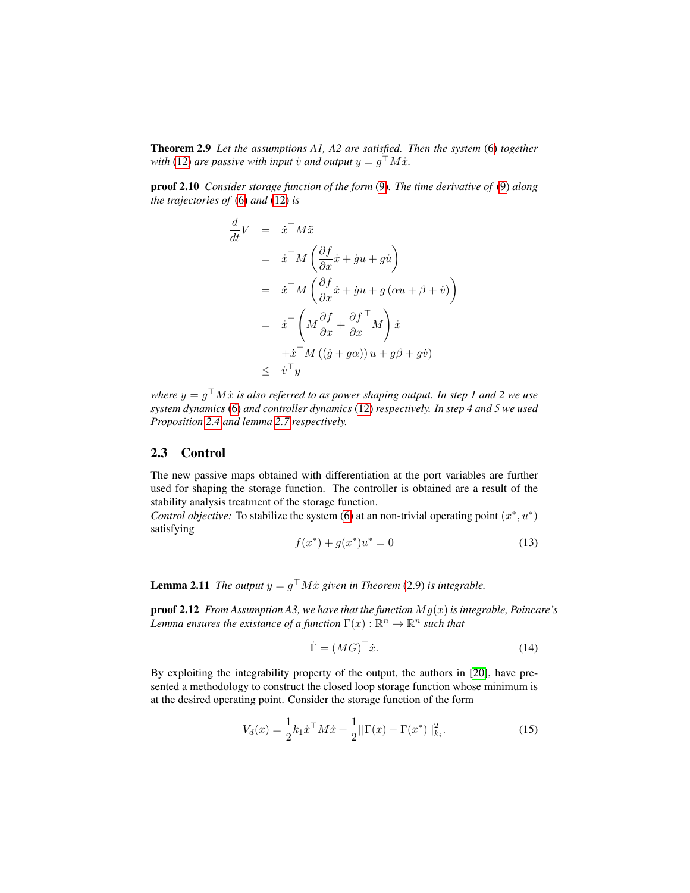**Theorem 2.9** *Let the assumptions A1, A2 are satisfied. Then the system (6) together with (12) are passive with input $\dot{v}$ and output $y = g^\top M\dot{x}$.*

**proof 2.10** *Consider storage function of the form (9). The time derivative of (9) along the trajectories of (6) and (12) is*

$$
\begin{aligned}
\frac{d}{dt}V &= \dot{x}^\top M\ddot{x} \\
&= \dot{x}^\top M\left(\frac{\partial f}{\partial x}\dot{x} + \dot{g}u + g\dot{u}\right) \\
&= \dot{x}^\top M\left(\frac{\partial f}{\partial x}\dot{x} + \dot{g}u + g\left(\alpha u + \beta + \dot{v}\right)\right) \\
&= \dot{x}^\top\left(M\frac{\partial f}{\partial x} + \frac{\partial f}{\partial x}^\top M\right)\dot{x} \\
&\quad + \dot{x}^\top M\left(\left(\dot{g} + g\alpha\right)\right)u + g\beta + g\dot{v}) \\
&\leq \dot{v}^\top y
\end{aligned}
$$

*where $y = g^\top M\dot{x}$ is also referred to as power shaping output. In step 1 and 2 we use system dynamics (6) and controller dynamics (12) respectively. In step 4 and 5 we used Proposition 2.4 and lemma 2.7 respectively.*

## 2.3 Control

The new passive maps obtained with differentiation at the port variables are further used for shaping the storage function. The controller is obtained are a result of the stability analysis treatment of the storage function.
*Control objective:* To stabilize the system (6) at an non-trivial operating point $(x^*, u^*)$ satisfying

$$
f(x^*) + g(x^*)u^* = 0 \tag{13}
$$

**Lemma 2.11** *The output $y = g^\top M\dot{x}$ given in Theorem (2.9) is integrable.*

**proof 2.12** *From Assumption A3, we have that the function $Mg(x)$ is integrable, Poincare's Lemma ensures the existance of a function $\Gamma(x) : \mathbb{R}^n \to \mathbb{R}^n$ such that*

$$
\dot{\Gamma} = (MG)^\top\dot{x}. \tag{14}
$$

By exploiting the integrability property of the output, the authors in [20], have presented a methodology to construct the closed loop storage function whose minimum is at the desired operating point. Consider the storage function of the form

$$
V_d(x) = \frac{1}{2}k_1\dot{x}^\top M\dot{x} + \frac{1}{2}||\Gamma(x) - \Gamma(x^*)||^2_{k_i}. \tag{15}
$$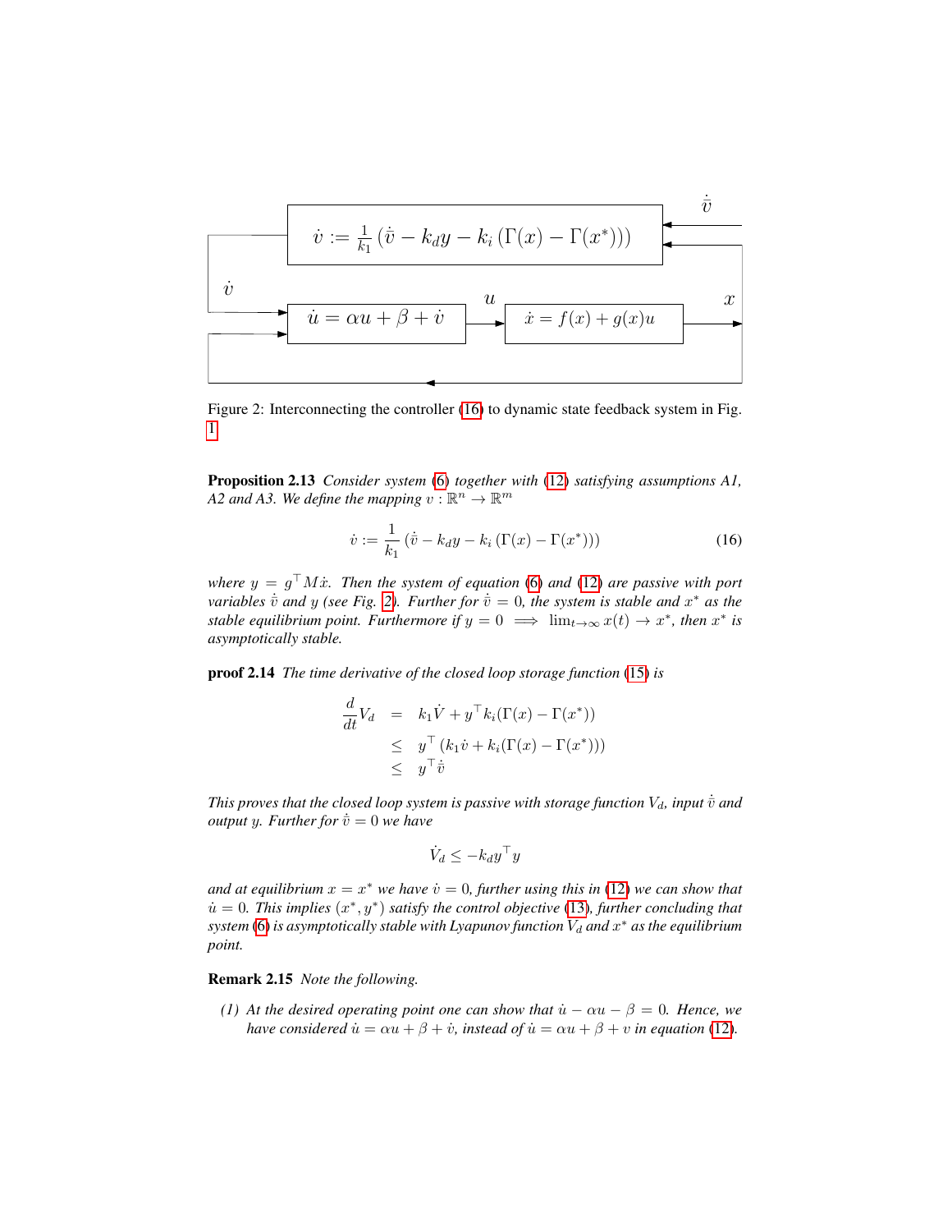Figure 2: Interconnecting the controller (16) to dynamic state feedback system in Fig. 1

**Proposition 2.13** *Consider system (6) together with (12) satisfying assumptions A1, A2 and A3. We define the mapping $v : \mathbb{R}^n \to \mathbb{R}^m$*

$$\dot{v} := \frac{1}{k_1}\left(\dot{\bar{v}} - k_d y - k_i\left(\Gamma(x) - \Gamma(x^*)\right)\right) \tag{16}$$

*where $y = g^\top M\dot{x}$. Then the system of equation (6) and (12) are passive with port variables $\dot{\bar{v}}$ and $y$ (see Fig. 2). Further for $\dot{\bar{v}} = 0$, the system is stable and $x^*$ as the stable equilibrium point. Furthermore if $y = 0 \implies \lim_{t\to\infty} x(t) \to x^*$, then $x^*$ is asymptotically stable.*

**proof 2.14** *The time derivative of the closed loop storage function (15) is*

$$\begin{aligned}
\frac{d}{dt}V_d &= k_1\dot{V} + y^\top k_i(\Gamma(x) - \Gamma(x^*)) \\
&\leq y^\top\left(k_1\dot{v} + k_i(\Gamma(x) - \Gamma(x^*))\right) \\
&\leq y^\top\dot{\bar{v}}
\end{aligned}$$

*This proves that the closed loop system is passive with storage function $V_d$, input $\dot{\bar{v}}$ and output $y$. Further for $\dot{\bar{v}} = 0$ we have*

$$\dot{V}_d \leq -k_d y^\top y$$

*and at equilibrium $x = x^*$ we have $\dot{v} = 0$, further using this in (12) we can show that $\dot{u} = 0$. This implies $(x^*, y^*)$ satisfy the control objective (13), further concluding that system (6) is asymptotically stable with Lyapunov function $V_d$ and $x^*$ as the equilibrium point.*

**Remark 2.15** *Note the following.*

*(1) At the desired operating point one can show that $\dot{u} - \alpha u - \beta = 0$. Hence, we have considered $\dot{u} = \alpha u + \beta + \dot{v}$, instead of $\dot{u} = \alpha u + \beta + v$ in equation (12).*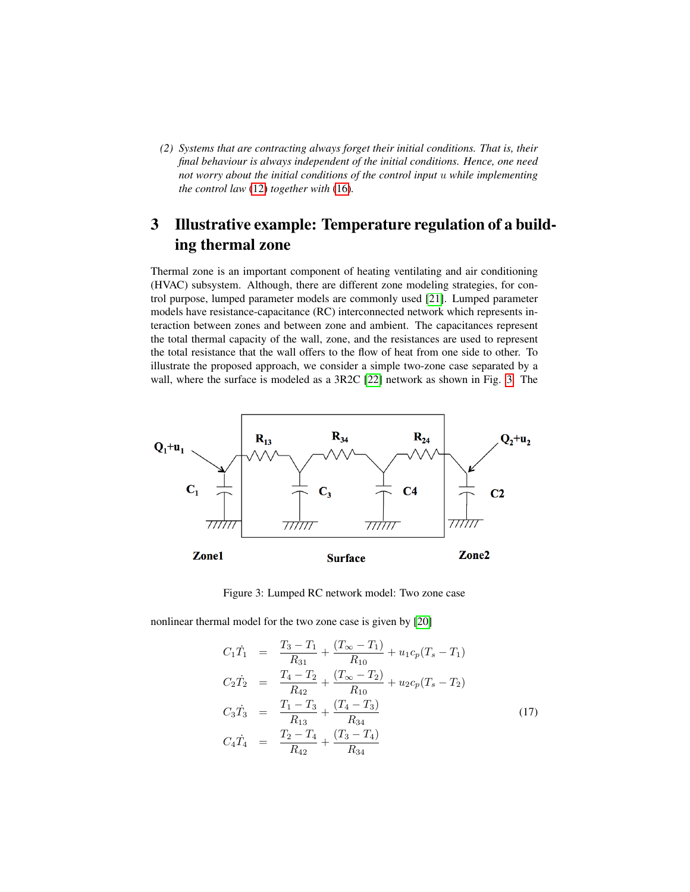*(2) Systems that are contracting always forget their initial conditions. That is, their final behaviour is always independent of the initial conditions. Hence, one need not worry about the initial conditions of the control input $u$ while implementing the control law (12) together with (16).*

## 3 Illustrative example: Temperature regulation of a building thermal zone

Thermal zone is an important component of heating ventilating and air conditioning (HVAC) subsystem. Although, there are different zone modeling strategies, for control purpose, lumped parameter models are commonly used [21]. Lumped parameter models have resistance-capacitance (RC) interconnected network which represents interaction between zones and between zone and ambient. The capacitances represent the total thermal capacity of the wall, zone, and the resistances are used to represent the total resistance that the wall offers to the flow of heat from one side to other. To illustrate the proposed approach, we consider a simple two-zone case separated by a wall, where the surface is modeled as a 3R2C [22] network as shown in Fig. 3. The

Figure 3: Lumped RC network model: Two zone case

nonlinear thermal model for the two zone case is given by [20]

$$
\begin{aligned}
C_1\dot{T}_1 &= \frac{T_3 - T_1}{R_{31}} + \frac{(T_\infty - T_1)}{R_{10}} + u_1 c_p (T_s - T_1) \\
C_2\dot{T}_2 &= \frac{T_4 - T_2}{R_{42}} + \frac{(T_\infty - T_2)}{R_{10}} + u_2 c_p (T_s - T_2) \\
C_3\dot{T}_3 &= \frac{T_1 - T_3}{R_{13}} + \frac{(T_4 - T_3)}{R_{34}} \\
C_4\dot{T}_4 &= \frac{T_2 - T_4}{R_{42}} + \frac{(T_3 - T_4)}{R_{34}}
\end{aligned}
\tag{17}
$$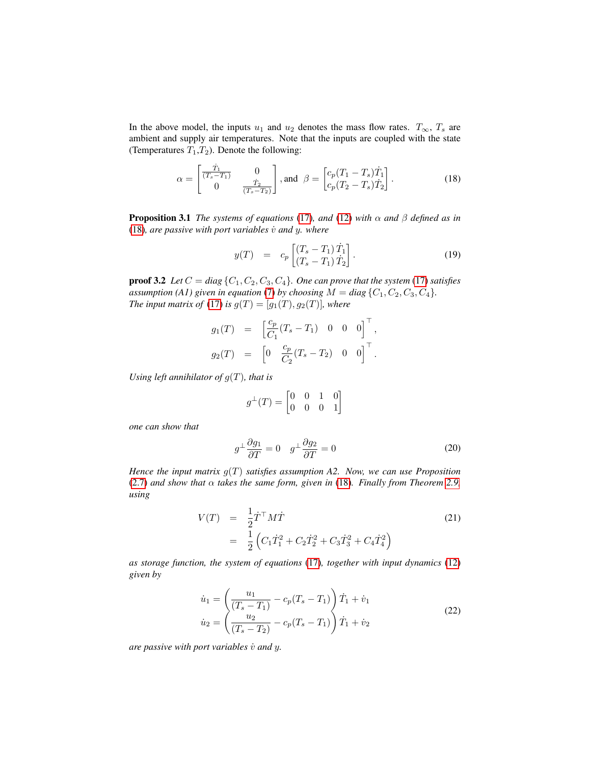In the above model, the inputs $u_1$ and $u_2$ denotes the mass flow rates. $T_\infty$, $T_s$ are ambient and supply air temperatures. Note that the inputs are coupled with the state (Temperatures $T_1$,$T_2$). Denote the following:

$$\alpha = \begin{bmatrix} \frac{\dot{T}_1}{(T_s - T_1)} & 0 \\ 0 & \frac{\dot{T}_2}{(T_s - T_2)} \end{bmatrix}, \text{and } \beta = \begin{bmatrix} c_p(T_1 - T_s)\dot{T}_1 \\ c_p(T_2 - T_s)\dot{T}_2 \end{bmatrix}. \tag{18}$$

**Proposition 3.1** *The systems of equations (17), and (12) with $\alpha$ and $\beta$ defined as in (18), are passive with port variables $\dot{v}$ and $y$. where*

$$y(T) = c_p \begin{bmatrix} (T_s - T_1)\,\dot{T}_1 \\ (T_s - T_1)\,\dot{T}_2 \end{bmatrix}. \tag{19}$$

**proof 3.2** *Let $C = diag\,\{C_1, C_2, C_3, C_4\}$. One can prove that the system (17) satisfies assumption (A1) given in equation (7) by choosing $M = diag\,\{C_1, C_2, C_3, C_4\}$. The input matrix of (17) is $g(T) = [g_1(T), g_2(T)]$, where*

$$\begin{aligned} g_1(T) &= \begin{bmatrix} \frac{c_p}{C_1}(T_s - T_1) & 0 & 0 & 0 \end{bmatrix}^\top, \\ g_2(T) &= \begin{bmatrix} 0 & \frac{c_p}{C_2}(T_s - T_2) & 0 & 0 \end{bmatrix}^\top. \end{aligned}$$

*Using left annihilator of $g(T)$, that is*

$$g^\perp(T) = \begin{bmatrix} 0 & 0 & 1 & 0 \\ 0 & 0 & 0 & 1 \end{bmatrix}$$

*one can show that*

$$g^\perp \frac{\partial g_1}{\partial T} = 0 \quad g^\perp \frac{\partial g_2}{\partial T} = 0 \tag{20}$$

*Hence the input matrix $g(T)$ satisfies assumption A2. Now, we can use Proposition (2.7) and show that $\alpha$ takes the same form, given in (18). Finally from Theorem 2.9, using*

$$\begin{aligned} V(T) &= \frac{1}{2}\dot{T}^\top M \dot{T} \\ &= \frac{1}{2}\left(C_1\dot{T}_1^2 + C_2\dot{T}_2^2 + C_3\dot{T}_3^2 + C_4\dot{T}_4^2\right) \end{aligned} \tag{21}$$

*as storage function, the system of equations (17), together with input dynamics (12) given by*

$$\begin{aligned} \dot{u}_1 &= \left(\frac{u_1}{(T_s - T_1)} - c_p(T_s - T_1)\right)\dot{T}_1 + \dot{v}_1 \\ \dot{u}_2 &= \left(\frac{u_2}{(T_s - T_2)} - c_p(T_s - T_1)\right)\dot{T}_1 + \dot{v}_2 \end{aligned} \tag{22}$$

*are passive with port variables $\dot{v}$ and $y$.*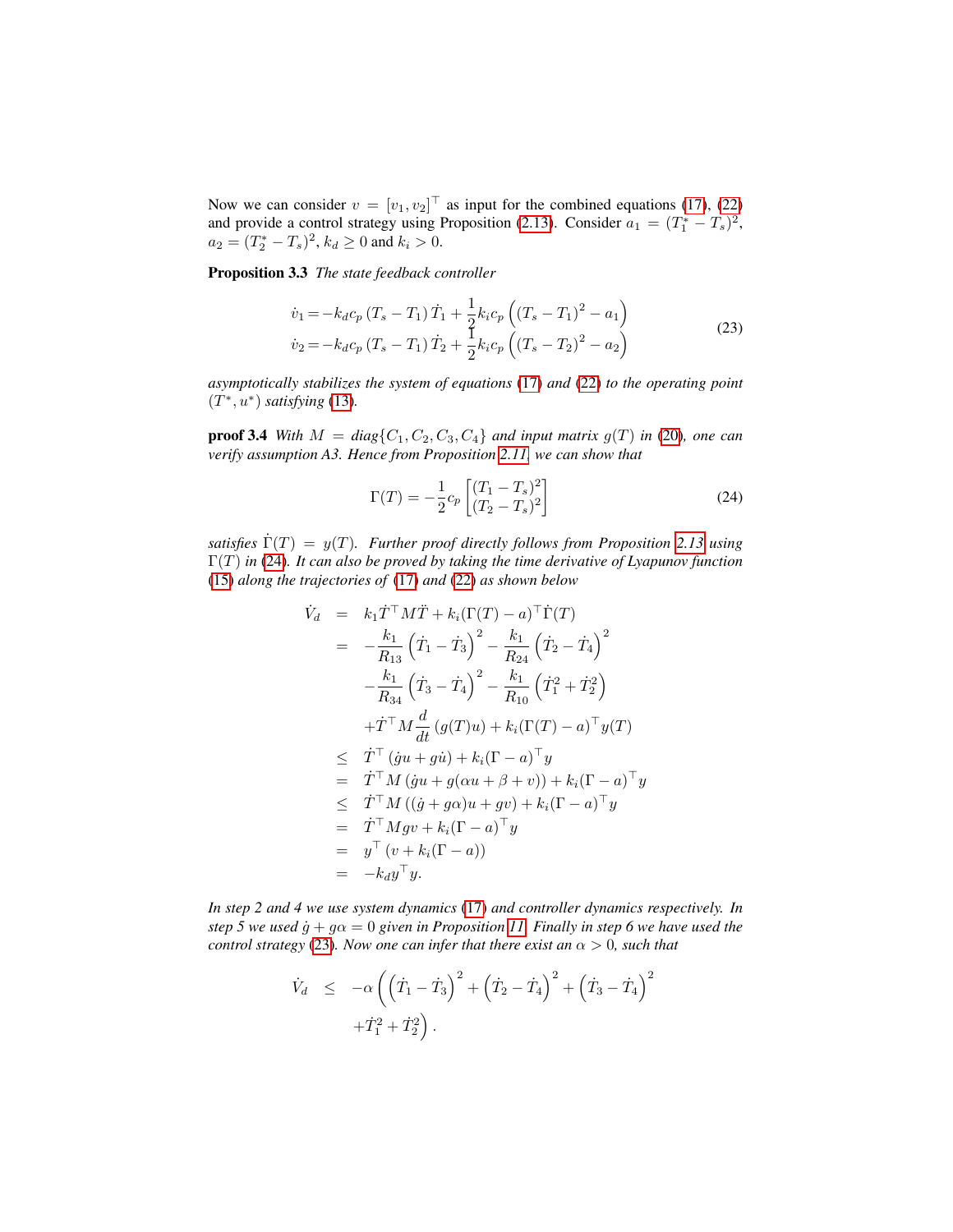Now we can consider $v = [v_1, v_2]^\top$ as input for the combined equations (17), (22) and provide a control strategy using Proposition (2.13). Consider $a_1 = (T_1^* - T_s)^2$, $a_2 = (T_2^* - T_s)^2$, $k_d \geq 0$ and $k_i > 0$.

**Proposition 3.3** *The state feedback controller*

$$
\begin{aligned}
\dot{v}_1 &= -k_d c_p \left(T_s - T_1\right) \dot{T}_1 + \frac{1}{2} k_i c_p \left( \left(T_s - T_1\right)^2 - a_1 \right) \\
\dot{v}_2 &= -k_d c_p \left(T_s - T_1\right) \dot{T}_2 + \frac{1}{2} k_i c_p \left( \left(T_s - T_2\right)^2 - a_2 \right)
\end{aligned}
\tag{23}
$$

*asymptotically stabilizes the system of equations (17) and (22) to the operating point $(T^*, u^*)$ satisfying (13).*

**proof 3.4** *With $M = diag\{C_1, C_2, C_3, C_4\}$ and input matrix $g(T)$ in (20), one can verify assumption A3. Hence from Proposition 2.11, we can show that*

$$
\Gamma(T) = -\frac{1}{2} c_p \begin{bmatrix} (T_1 - T_s)^2 \\ (T_2 - T_s)^2 \end{bmatrix}
\tag{24}
$$

*satisfies $\dot{\Gamma}(T) = y(T)$. Further proof directly follows from Proposition 2.13 using $\Gamma(T)$ in (24). It can also be proved by taking the time derivative of Lyapunov function (15) along the trajectories of (17) and (22) as shown below*

$$
\begin{aligned}
\dot{V}_d &= k_1 \dot{T}^\top M \ddot{T} + k_i (\Gamma(T) - a)^\top \dot{\Gamma}(T) \\
&= -\frac{k_1}{R_{13}} \left(\dot{T}_1 - \dot{T}_3\right)^2 - \frac{k_1}{R_{24}} \left(\dot{T}_2 - \dot{T}_4\right)^2 \\
&\quad -\frac{k_1}{R_{34}} \left(\dot{T}_3 - \dot{T}_4\right)^2 - \frac{k_1}{R_{10}} \left(\dot{T}_1^2 + \dot{T}_2^2\right) \\
&\quad + \dot{T}^\top M \frac{d}{dt} \left(g(T) u\right) + k_i (\Gamma(T) - a)^\top y(T) \\
&\leq \dot{T}^\top \left(\dot{g} u + g \dot{u}\right) + k_i (\Gamma - a)^\top y \\
&= \dot{T}^\top M \left(\dot{g} u + g(\alpha u + \beta + v)\right) + k_i (\Gamma - a)^\top y \\
&\leq \dot{T}^\top M \left((\dot{g} + g\alpha) u + g v\right) + k_i (\Gamma - a)^\top y \\
&= \dot{T}^\top M g v + k_i (\Gamma - a)^\top y \\
&= y^\top \left(v + k_i (\Gamma - a)\right) \\
&= -k_d y^\top y.
\end{aligned}
$$

*In step 2 and 4 we use system dynamics (17) and controller dynamics respectively. In step 5 we used $\dot{g} + g\alpha = 0$ given in Proposition 11. Finally in step 6 we have used the control strategy (23). Now one can infer that there exist an $\alpha > 0$, such that*

$$
\begin{aligned}
\dot{V}_d \;\leq\; & -\alpha \left( \left(\dot{T}_1 - \dot{T}_3\right)^2 + \left(\dot{T}_2 - \dot{T}_4\right)^2 + \left(\dot{T}_3 - \dot{T}_4\right)^2 \right. \\
& \left. + \dot{T}_1^2 + \dot{T}_2^2 \right).
\end{aligned}
$$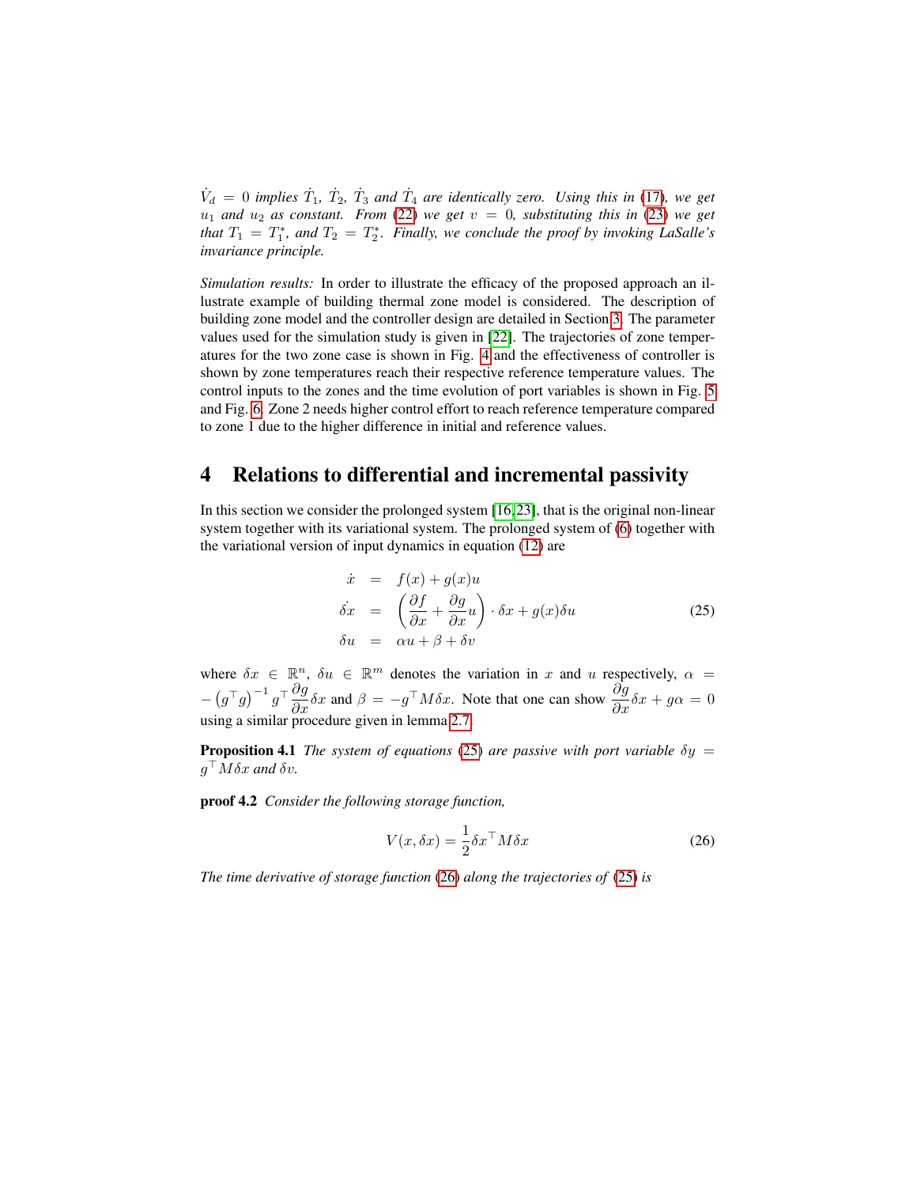*$\dot{V}_d = 0$ implies $\dot{T}_1$, $\dot{T}_2$, $\dot{T}_3$ and $\dot{T}_4$ are identically zero. Using this in (17), we get $u_1$ and $u_2$ as constant. From (22) we get $v = 0$, substituting this in (23) we get that $T_1 = T_1^*$, and $T_2 = T_2^*$. Finally, we conclude the proof by invoking LaSalle's invariance principle.*

*Simulation results:* In order to illustrate the efficacy of the proposed approach an illustrate example of building thermal zone model is considered. The description of building zone model and the controller design are detailed in Section 3. The parameter values used for the simulation study is given in [22]. The trajectories of zone temperatures for the two zone case is shown in Fig. 4 and the effectiveness of controller is shown by zone temperatures reach their respective reference temperature values. The control inputs to the zones and the time evolution of port variables is shown in Fig. 5 and Fig. 6. Zone 2 needs higher control effort to reach reference temperature compared to zone 1 due to the higher difference in initial and reference values.

## 4 Relations to differential and incremental passivity

In this section we consider the prolonged system [16,23], that is the original non-linear system together with its variational system. The prolonged system of (6) together with the variational version of input dynamics in equation (12) are

$$
\begin{aligned}
\dot{x} &= f(x) + g(x)u \\
\dot{\delta x} &= \left(\frac{\partial f}{\partial x} + \frac{\partial g}{\partial x}u\right) \cdot \delta x + g(x)\delta u \\
\delta u &= \alpha u + \beta + \delta v
\end{aligned}
\tag{25}
$$

where $\delta x \in \mathbb{R}^n$, $\delta u \in \mathbb{R}^m$ denotes the variation in $x$ and $u$ respectively, $\alpha = -\left(g^\top g\right)^{-1} g^\top \dfrac{\partial g}{\partial x}\delta x$ and $\beta = -g^\top M \delta x$. Note that one can show $\dfrac{\partial g}{\partial x}\delta x + g\alpha = 0$ using a similar procedure given in lemma 2.7.

**Proposition 4.1** *The system of equations (25) are passive with port variable $\delta y = g^\top M \delta x$ and $\delta v$.*

**proof 4.2** *Consider the following storage function,*

$$
V(x, \delta x) = \frac{1}{2}\delta x^\top M \delta x \tag{26}
$$

*The time derivative of storage function (26) along the trajectories of (25) is*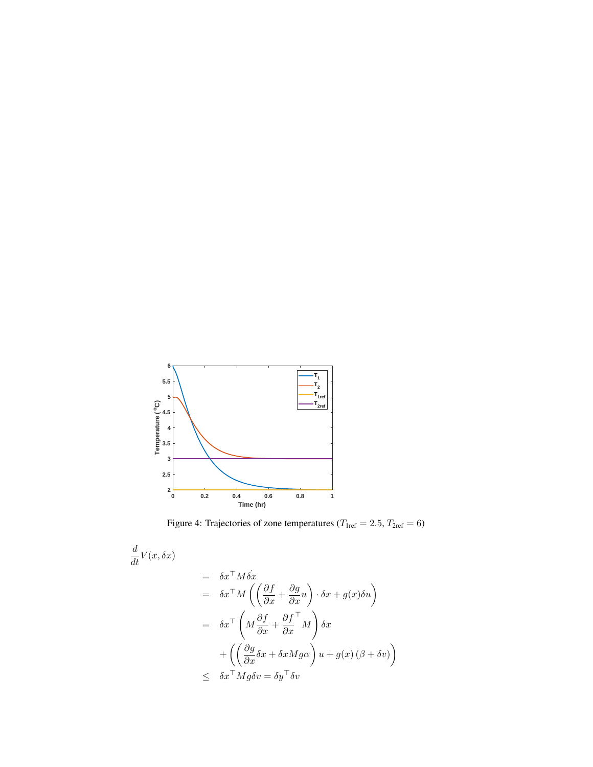Figure 4: Trajectories of zone temperatures ($T_{1\text{ref}} = 2.5$, $T_{2\text{ref}} = 6$)

$$
\begin{aligned}
\frac{d}{dt} V(x, \delta x) & \\
&= \delta x^\top M \dot{\delta x} \\
&= \delta x^\top M \left( \left( \frac{\partial f}{\partial x} + \frac{\partial g}{\partial x} u \right) \cdot \delta x + g(x) \delta u \right) \\
&= \delta x^\top \left( M \frac{\partial f}{\partial x} + \frac{\partial f}{\partial x}^\top M \right) \delta x \\
&\quad + \left( \left( \frac{\partial g}{\partial x} \delta x + \delta x M g \alpha \right) u + g(x) \left( \beta + \delta v \right) \right) \\
&\leq \delta x^\top M g \delta v = \delta y^\top \delta v
\end{aligned}
$$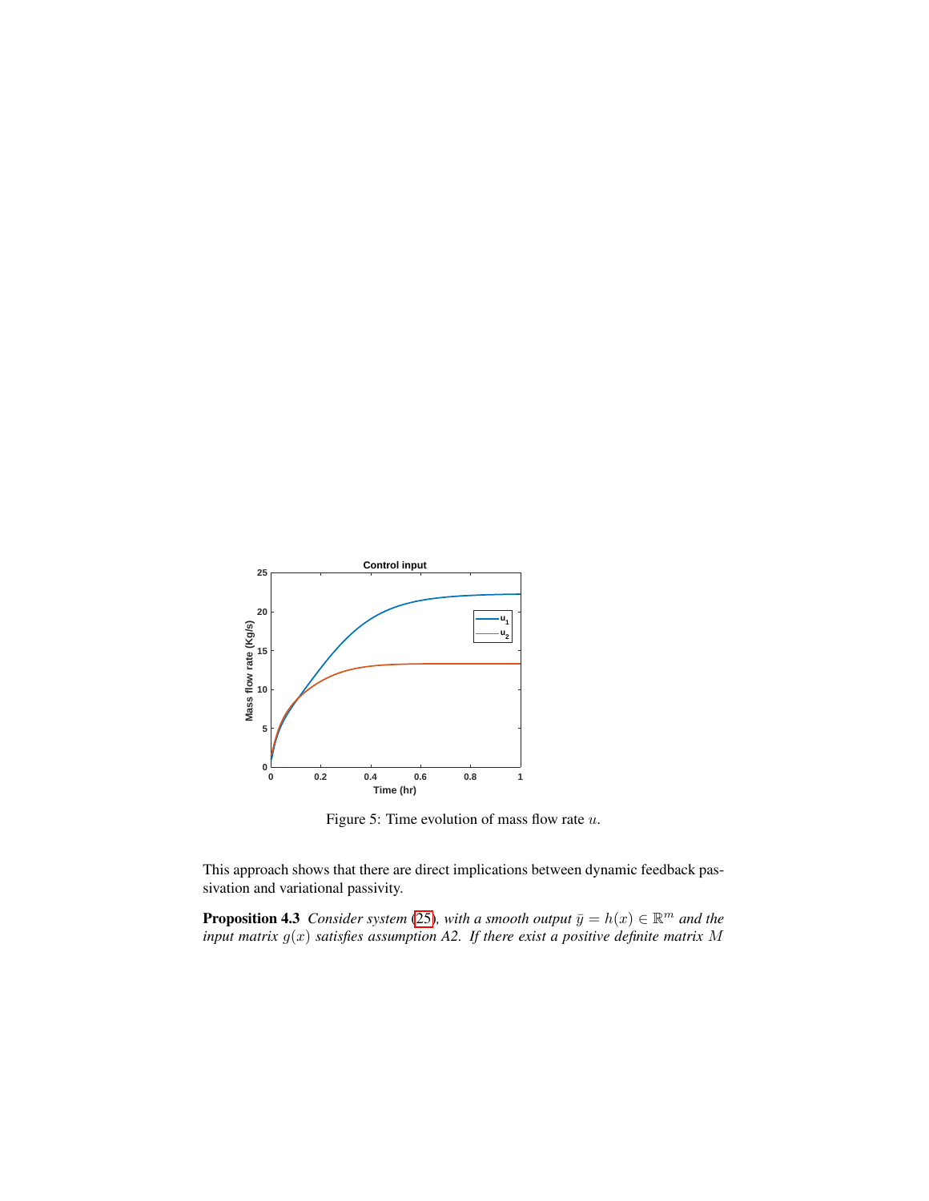Figure 5: Time evolution of mass flow rate $u$.

This approach shows that there are direct implications between dynamic feedback passivation and variational passivity.

**Proposition 4.3** *Consider system (25), with a smooth output $\bar{y} = h(x) \in \mathbb{R}^m$ and the input matrix $g(x)$ satisfies assumption A2. If there exist a positive definite matrix $M$*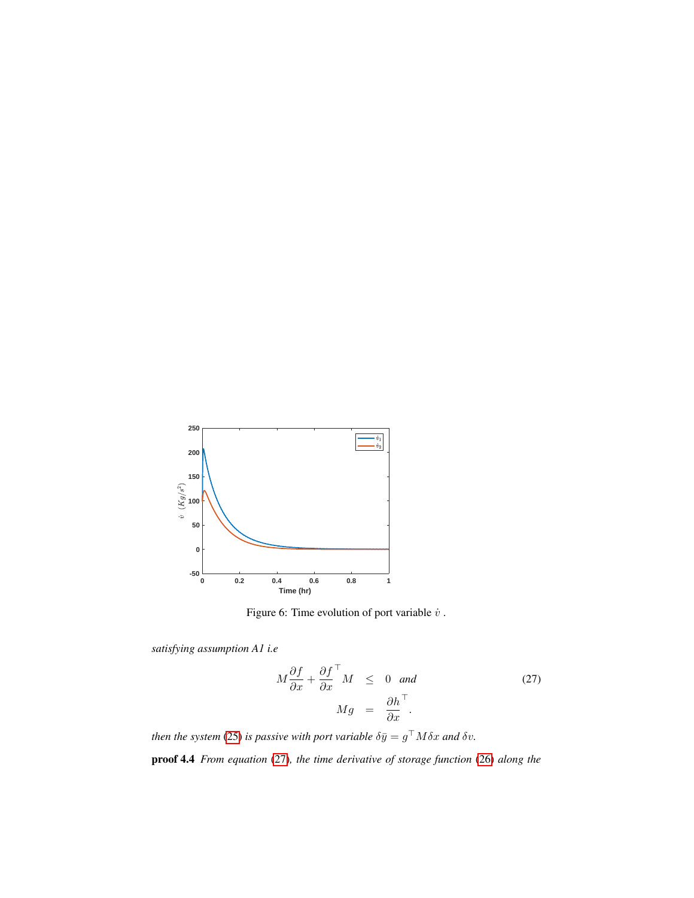Figure 6: Time evolution of port variable $\dot{v}$ .

*satisfying assumption A1 i.e*

$$
\begin{aligned}
M\frac{\partial f}{\partial x} + \frac{\partial f}{\partial x}^{\top} M &\leq 0 \quad \textit{and} \\
Mg &= \frac{\partial h}{\partial x}^{\top}.
\end{aligned}
\tag{27}
$$

*then the system (25) is passive with port variable $\delta \bar{y} = g^{\top} M \delta x$ and $\delta v$.*

**proof 4.4** *From equation (27), the time derivative of storage function (26) along the*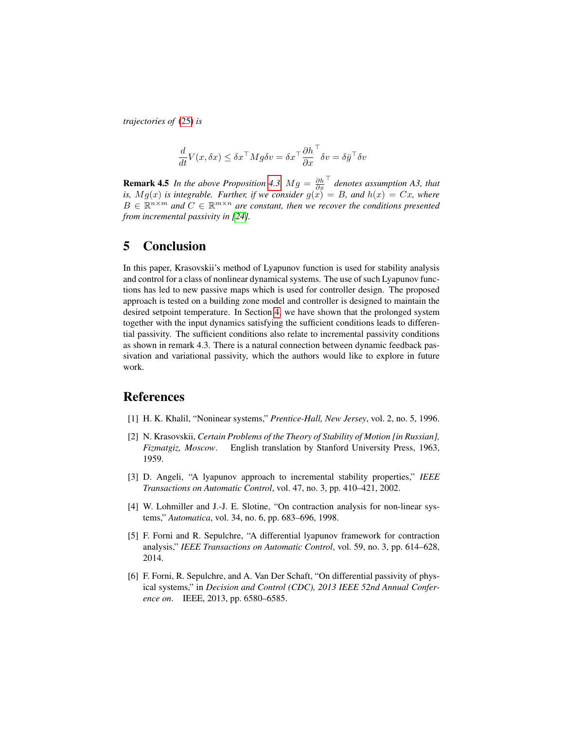*trajectories of* (25) *is*

$$\frac{d}{dt}V(x,\delta x) \leq \delta x^{\top} M g \delta v = \delta x^{\top} \frac{\partial h}{\partial x}^{\top} \delta v = \delta \bar{y}^{\top} \delta v$$

**Remark 4.5** *In the above Proposition 4.3, $Mg = \frac{\partial h}{\partial x}^{\top}$ denotes assumption A3, that is, $Mg(x)$ is integrable. Further, if we consider $g(x) = B$, and $h(x) = Cx$, where $B \in \mathbb{R}^{n \times m}$ and $C \in \mathbb{R}^{m \times n}$ are constant, then we recover the conditions presented from incremental passivity in [24].*

# 5 Conclusion

In this paper, Krasovskii's method of Lyapunov function is used for stability analysis and control for a class of nonlinear dynamical systems. The use of such Lyapunov functions has led to new passive maps which is used for controller design. The proposed approach is tested on a building zone model and controller is designed to maintain the desired setpoint temperature. In Section 4, we have shown that the prolonged system together with the input dynamics satisfying the sufficient conditions leads to differential passivity. The sufficient conditions also relate to incremental passivity conditions as shown in remark 4.3. There is a natural connection between dynamic feedback passivation and variational passivity, which the authors would like to explore in future work.

# References

[1] H. K. Khalil, "Noninear systems," *Prentice-Hall, New Jersey*, vol. 2, no. 5, 1996.

[2] N. Krasovskii, *Certain Problems of the Theory of Stability of Motion [in Russian], Fizmatgiz, Moscow*. English translation by Stanford University Press, 1963, 1959.

[3] D. Angeli, "A lyapunov approach to incremental stability properties," *IEEE Transactions on Automatic Control*, vol. 47, no. 3, pp. 410–421, 2002.

[4] W. Lohmiller and J.-J. E. Slotine, "On contraction analysis for non-linear systems," *Automatica*, vol. 34, no. 6, pp. 683–696, 1998.

[5] F. Forni and R. Sepulchre, "A differential lyapunov framework for contraction analysis," *IEEE Transactions on Automatic Control*, vol. 59, no. 3, pp. 614–628, 2014.

[6] F. Forni, R. Sepulchre, and A. Van Der Schaft, "On differential passivity of physical systems," in *Decision and Control (CDC), 2013 IEEE 52nd Annual Conference on*. IEEE, 2013, pp. 6580–6585.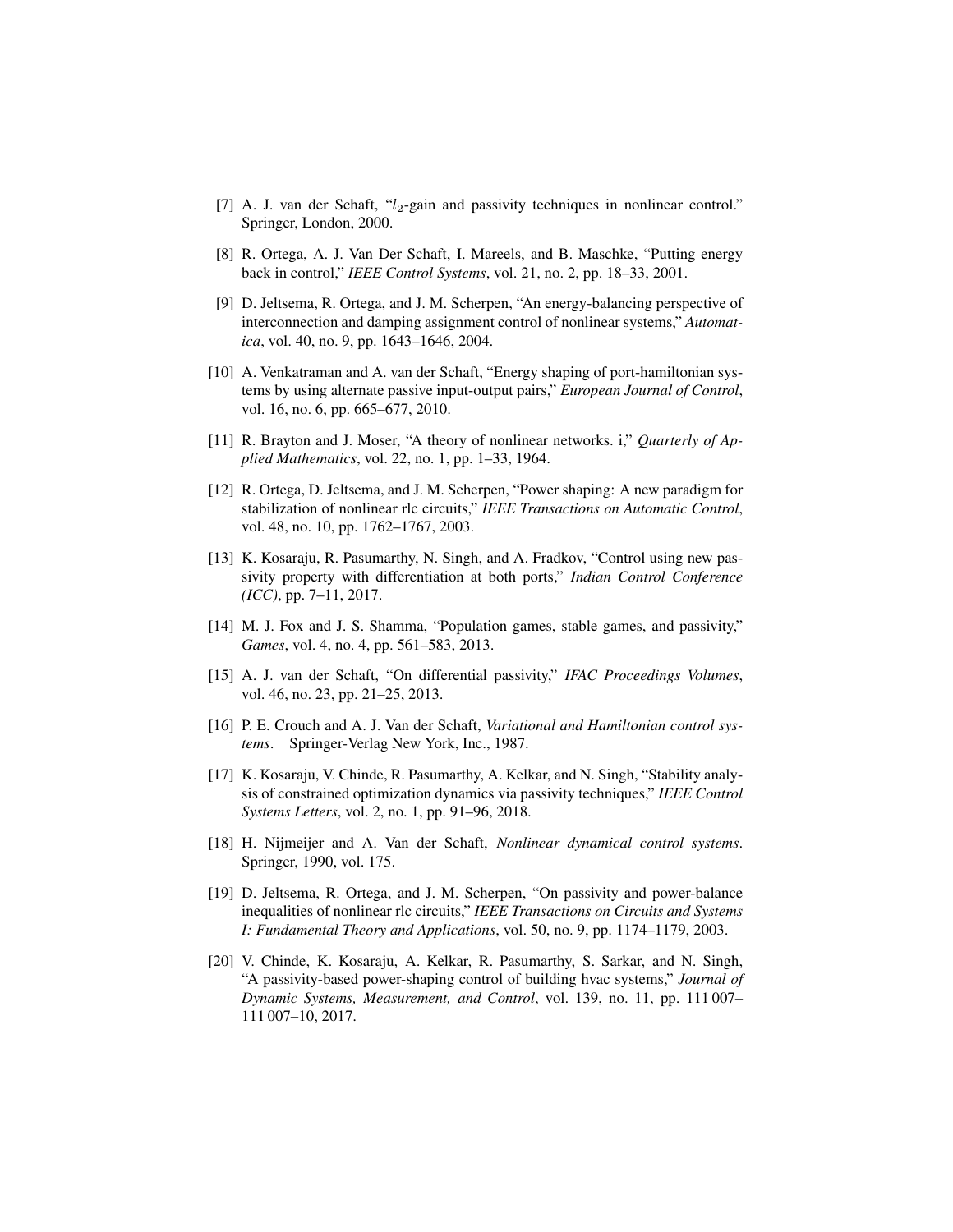[7] A. J. van der Schaft, "$l_2$-gain and passivity techniques in nonlinear control." Springer, London, 2000.

[8] R. Ortega, A. J. Van Der Schaft, I. Mareels, and B. Maschke, "Putting energy back in control," *IEEE Control Systems*, vol. 21, no. 2, pp. 18–33, 2001.

[9] D. Jeltsema, R. Ortega, and J. M. Scherpen, "An energy-balancing perspective of interconnection and damping assignment control of nonlinear systems," *Automatica*, vol. 40, no. 9, pp. 1643–1646, 2004.

[10] A. Venkatraman and A. van der Schaft, "Energy shaping of port-hamiltonian systems by using alternate passive input-output pairs," *European Journal of Control*, vol. 16, no. 6, pp. 665–677, 2010.

[11] R. Brayton and J. Moser, "A theory of nonlinear networks. i," *Quarterly of Applied Mathematics*, vol. 22, no. 1, pp. 1–33, 1964.

[12] R. Ortega, D. Jeltsema, and J. M. Scherpen, "Power shaping: A new paradigm for stabilization of nonlinear rlc circuits," *IEEE Transactions on Automatic Control*, vol. 48, no. 10, pp. 1762–1767, 2003.

[13] K. Kosaraju, R. Pasumarthy, N. Singh, and A. Fradkov, "Control using new passivity property with differentiation at both ports," *Indian Control Conference (ICC)*, pp. 7–11, 2017.

[14] M. J. Fox and J. S. Shamma, "Population games, stable games, and passivity," *Games*, vol. 4, no. 4, pp. 561–583, 2013.

[15] A. J. van der Schaft, "On differential passivity," *IFAC Proceedings Volumes*, vol. 46, no. 23, pp. 21–25, 2013.

[16] P. E. Crouch and A. J. Van der Schaft, *Variational and Hamiltonian control systems*. Springer-Verlag New York, Inc., 1987.

[17] K. Kosaraju, V. Chinde, R. Pasumarthy, A. Kelkar, and N. Singh, "Stability analysis of constrained optimization dynamics via passivity techniques," *IEEE Control Systems Letters*, vol. 2, no. 1, pp. 91–96, 2018.

[18] H. Nijmeijer and A. Van der Schaft, *Nonlinear dynamical control systems*. Springer, 1990, vol. 175.

[19] D. Jeltsema, R. Ortega, and J. M. Scherpen, "On passivity and power-balance inequalities of nonlinear rlc circuits," *IEEE Transactions on Circuits and Systems I: Fundamental Theory and Applications*, vol. 50, no. 9, pp. 1174–1179, 2003.

[20] V. Chinde, K. Kosaraju, A. Kelkar, R. Pasumarthy, S. Sarkar, and N. Singh, "A passivity-based power-shaping control of building hvac systems," *Journal of Dynamic Systems, Measurement, and Control*, vol. 139, no. 11, pp. 111 007–111 007–10, 2017.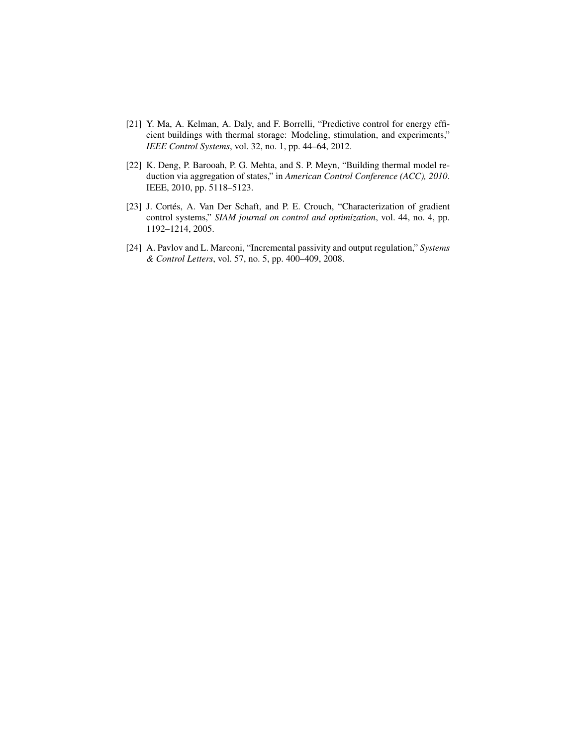[21] Y. Ma, A. Kelman, A. Daly, and F. Borrelli, "Predictive control for energy efficient buildings with thermal storage: Modeling, stimulation, and experiments," *IEEE Control Systems*, vol. 32, no. 1, pp. 44–64, 2012.

[22] K. Deng, P. Barooah, P. G. Mehta, and S. P. Meyn, "Building thermal model reduction via aggregation of states," in *American Control Conference (ACC), 2010*. IEEE, 2010, pp. 5118–5123.

[23] J. Cortés, A. Van Der Schaft, and P. E. Crouch, "Characterization of gradient control systems," *SIAM journal on control and optimization*, vol. 44, no. 4, pp. 1192–1214, 2005.

[24] A. Pavlov and L. Marconi, "Incremental passivity and output regulation," *Systems & Control Letters*, vol. 57, no. 5, pp. 400–409, 2008.